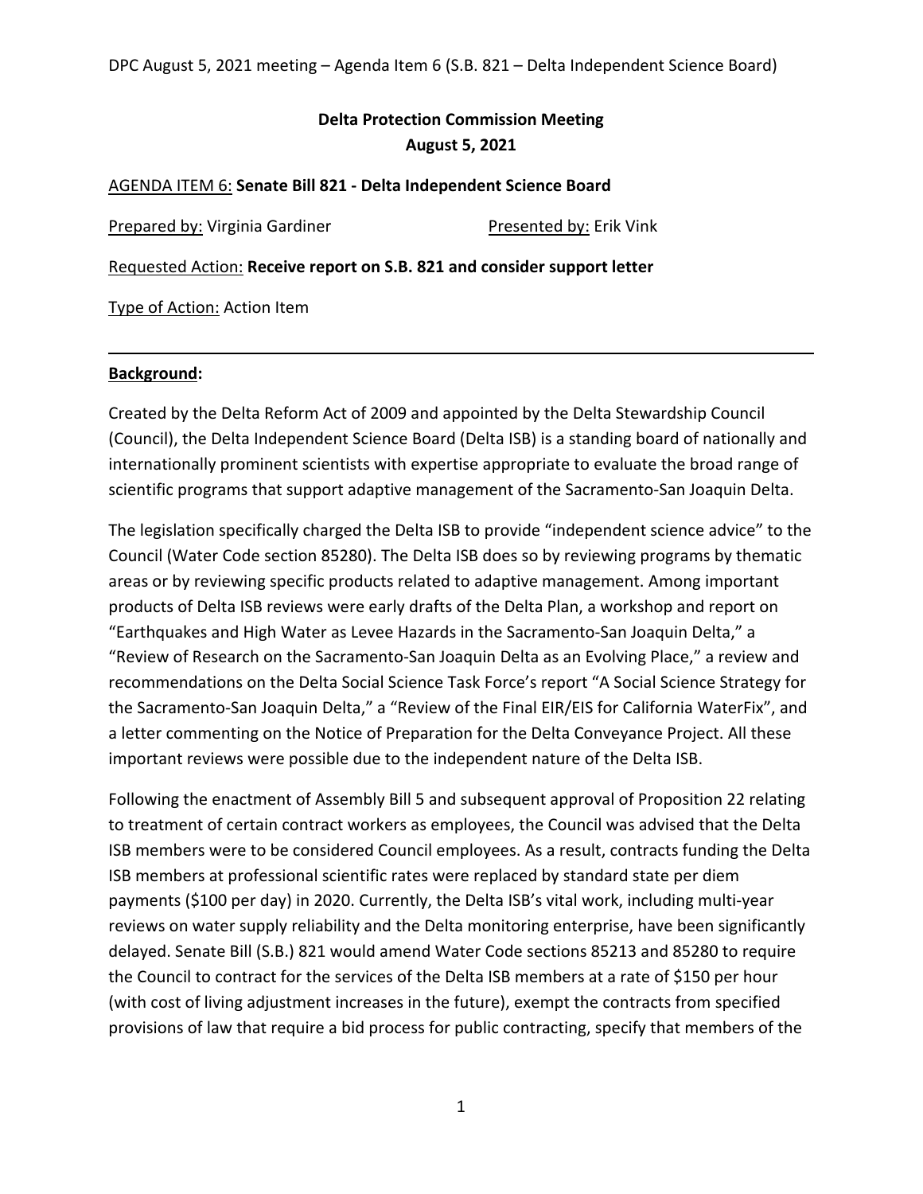**Delta Protection Commission Meeting**
**August 5, 2021**

AGENDA ITEM 6: **Senate Bill 821 - Delta Independent Science Board**

Prepared by: Virginia Gardiner    Presented by: Erik Vink

Requested Action: **Receive report on S.B. 821 and consider support letter**

Type of Action: Action Item

---

**Background:**

Created by the Delta Reform Act of 2009 and appointed by the Delta Stewardship Council (Council), the Delta Independent Science Board (Delta ISB) is a standing board of nationally and internationally prominent scientists with expertise appropriate to evaluate the broad range of scientific programs that support adaptive management of the Sacramento-San Joaquin Delta.

The legislation specifically charged the Delta ISB to provide "independent science advice" to the Council (Water Code section 85280). The Delta ISB does so by reviewing programs by thematic areas or by reviewing specific products related to adaptive management. Among important products of Delta ISB reviews were early drafts of the Delta Plan, a workshop and report on "Earthquakes and High Water as Levee Hazards in the Sacramento-San Joaquin Delta," a "Review of Research on the Sacramento-San Joaquin Delta as an Evolving Place," a review and recommendations on the Delta Social Science Task Force's report "A Social Science Strategy for the Sacramento-San Joaquin Delta," a "Review of the Final EIR/EIS for California WaterFix", and a letter commenting on the Notice of Preparation for the Delta Conveyance Project. All these important reviews were possible due to the independent nature of the Delta ISB.

Following the enactment of Assembly Bill 5 and subsequent approval of Proposition 22 relating to treatment of certain contract workers as employees, the Council was advised that the Delta ISB members were to be considered Council employees. As a result, contracts funding the Delta ISB members at professional scientific rates were replaced by standard state per diem payments ($100 per day) in 2020. Currently, the Delta ISB's vital work, including multi-year reviews on water supply reliability and the Delta monitoring enterprise, have been significantly delayed. Senate Bill (S.B.) 821 would amend Water Code sections 85213 and 85280 to require the Council to contract for the services of the Delta ISB members at a rate of $150 per hour (with cost of living adjustment increases in the future), exempt the contracts from specified provisions of law that require a bid process for public contracting, specify that members of the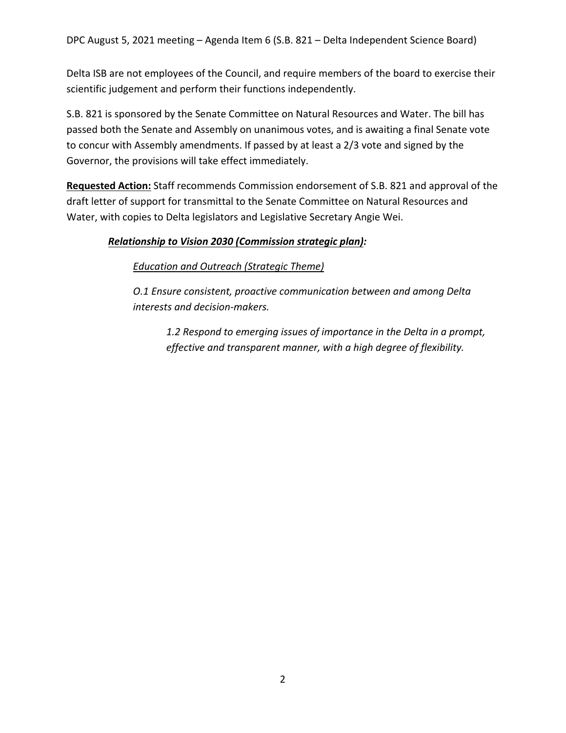Delta ISB are not employees of the Council, and require members of the board to exercise their scientific judgement and perform their functions independently.

S.B. 821 is sponsored by the Senate Committee on Natural Resources and Water. The bill has passed both the Senate and Assembly on unanimous votes, and is awaiting a final Senate vote to concur with Assembly amendments. If passed by at least a 2/3 vote and signed by the Governor, the provisions will take effect immediately.

**Requested Action:** Staff recommends Commission endorsement of S.B. 821 and approval of the draft letter of support for transmittal to the Senate Committee on Natural Resources and Water, with copies to Delta legislators and Legislative Secretary Angie Wei.

***Relationship to Vision 2030 (Commission strategic plan):***

*Education and Outreach (Strategic Theme)*

*O.1 Ensure consistent, proactive communication between and among Delta interests and decision-makers.*

*1.2 Respond to emerging issues of importance in the Delta in a prompt, effective and transparent manner, with a high degree of flexibility.*